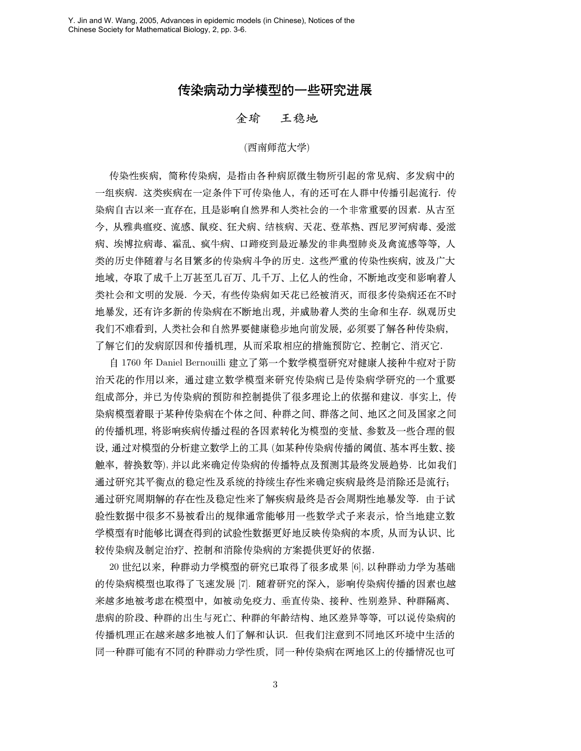Y. Jin and W. Wang, 2005, Advances in epidemic models (in Chinese), Notices of the Chinese Society for Mathematical Biology, 2, pp. 3-6.

# 传染病动力学模型的一些研究进展

金瑜　王稳地

(西南师范大学)

传染性疾病，简称传染病，是指由各种病原微生物所引起的常见病、多发病中的一组疾病. 这类疾病在一定条件下可传染他人，有的还可在人群中传播引起流行. 传染病自古以来一直存在，且是影响自然界和人类社会的一个非常重要的因素. 从古至今，从雅典瘟疫、流感、鼠疫、狂犬病、结核病、天花、登革热、西尼罗河病毒、爱滋病、埃博拉病毒、霍乱、疯牛病、口蹄疫到最近暴发的非典型肺炎及禽流感等等，人类的历史伴随着与名目繁多的传染病斗争的历史. 这些严重的传染性疾病，波及广大地域，夺取了成千上万甚至几百万、几千万、上亿人的性命，不断地改变和影响着人类社会和文明的发展. 今天，有些传染病如天花已经被消灭，而很多传染病还在不时地暴发，还有许多新的传染病在不断地出现，并威胁着人类的生命和生存. 纵观历史我们不难看到，人类社会和自然界要健康稳步地向前发展，必须要了解各种传染病，了解它们的发病原因和传播机理，从而采取相应的措施预防它、控制它、消灭它.

自 1760 年 Daniel Bernouilli 建立了第一个数学模型研究对健康人接种牛痘对于防治天花的作用以来，通过建立数学模型来研究传染病已是传染病学研究的一个重要组成部分，并已为传染病的预防和控制提供了很多理论上的依据和建议. 事实上，传染病模型着眼于某种传染病在个体之间、种群之间、群落之间、地区之间及国家之间的传播机理，将影响疾病传播过程的各因素转化为模型的变量、参数及一些合理的假设，通过对模型的分析建立数学上的工具 (如某种传染病传播的阈值、基本再生数、接触率，替换数等)，并以此来确定传染病的传播特点及预测其最终发展趋势. 比如我们通过研究其平衡点的稳定性及系统的持续生存性来确定疾病最终是消除还是流行；通过研究周期解的存在性及稳定性来了解疾病最终是否会周期性地暴发等. 由于试验性数据中很多不易被看出的规律通常能够用一些数学式子来表示，恰当地建立数学模型有时能够比调查得到的试验性数据更好地反映传染病的本质，从而为认识、比较传染病及制定治疗、控制和消除传染病的方案提供更好的依据.

20 世纪以来，种群动力学模型的研究已取得了很多成果 [6]，以种群动力学为基础的传染病模型也取得了飞速发展 [7]. 随着研究的深入，影响传染病传播的因素也越来越多地被考虑在模型中，如被动免疫力、垂直传染、接种、性别差异、种群隔离、患病的阶段、种群的出生与死亡、种群的年龄结构、地区差异等等，可以说传染病的传播机理正在越来越多地被人们了解和认识. 但我们注意到不同地区环境中生活的同一种群可能有不同的种群动力学性质，同一种传染病在两地区上的传播情况也可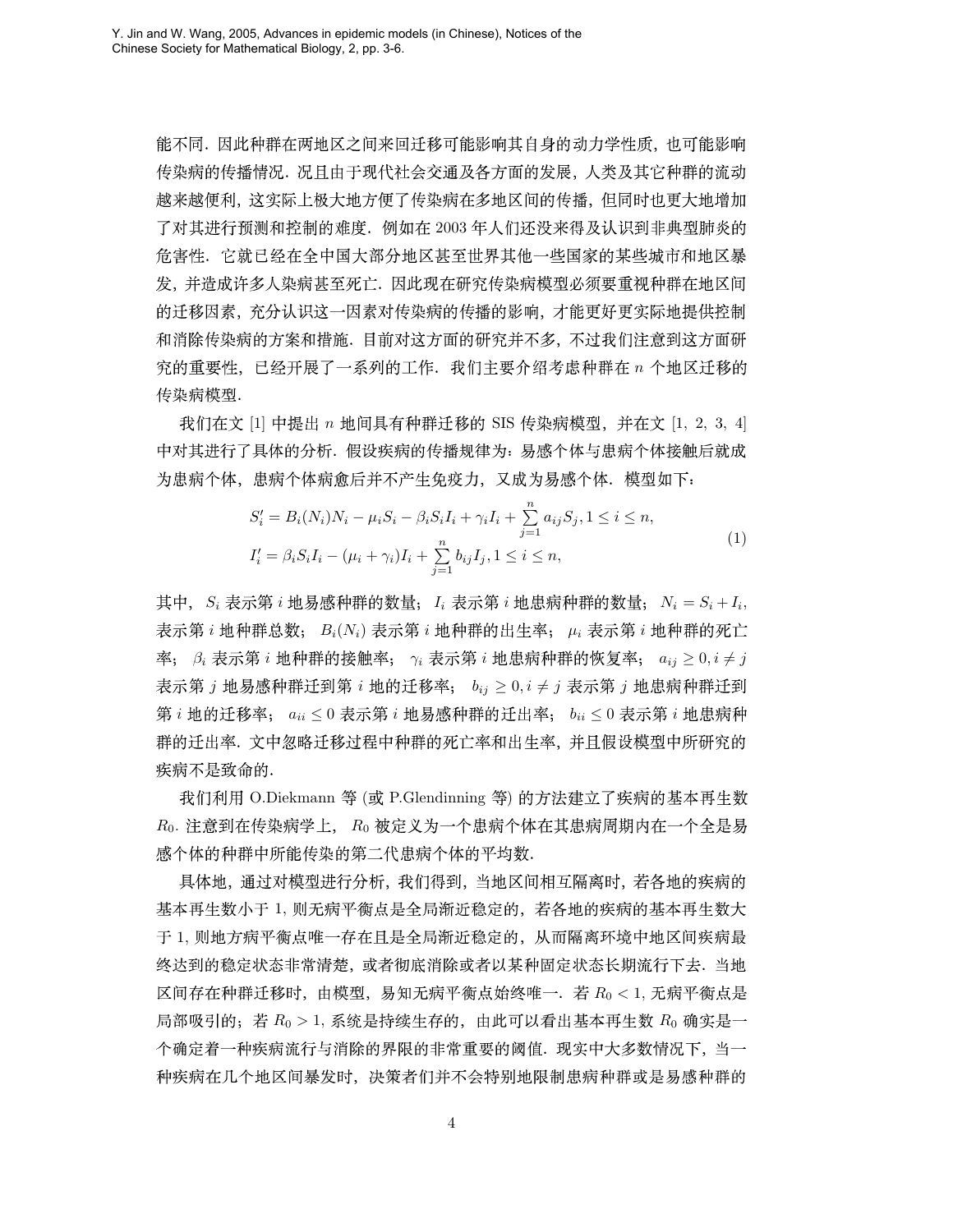能不同．因此种群在两地区之间来回迁移可能影响其自身的动力学性质，也可能影响传染病的传播情况．况且由于现代社会交通及各方面的发展，人类及其它种群的流动越来越便利，这实际上极大地方便了传染病在多地区间的传播，但同时也更大地增加了对其进行预测和控制的难度．例如在 2003 年人们还没来得及认识到非典型肺炎的危害性．它就已经在全中国大部分地区甚至世界其他一些国家的某些城市和地区暴发，并造成许多人染病甚至死亡．因此现在研究传染病模型必须要重视种群在地区间的迁移因素，充分认识这一因素对传染病的传播的影响，才能更好更实际地提供控制和消除传染病的方案和措施．目前对这方面的研究并不多，不过我们注意到这方面研究的重要性，已经开展了一系列的工作．我们主要介绍考虑种群在 $n$ 个地区迁移的传染病模型．

我们在文 [1] 中提出 $n$ 地间具有种群迁移的 SIS 传染病模型，并在文 [1, 2, 3, 4] 中对其进行了具体的分析．假设疾病的传播规律为：易感个体与患病个体接触后就成为患病个体，患病个体病愈后并不产生免疫力，又成为易感个体．模型如下：

$$
\begin{aligned}
S_i' &= B_i(N_i)N_i - \mu_i S_i - \beta_i S_i I_i + \gamma_i I_i + \sum_{j=1}^{n} a_{ij} S_j, 1 \le i \le n, \\
I_i' &= \beta_i S_i I_i - (\mu_i + \gamma_i) I_i + \sum_{j=1}^{n} b_{ij} I_j, 1 \le i \le n,
\end{aligned}
\tag{1}
$$

其中，$S_i$ 表示第 $i$ 地易感种群的数量；$I_i$ 表示第 $i$ 地患病种群的数量；$N_i = S_i + I_i$，表示第 $i$ 地种群总数；$B_i(N_i)$ 表示第 $i$ 地种群的出生率；$\mu_i$ 表示第 $i$ 地种群的死亡率；$\beta_i$ 表示第 $i$ 地种群的接触率；$\gamma_i$ 表示第 $i$ 地患病种群的恢复率；$a_{ij} \ge 0, i \ne j$ 表示第 $j$ 地易感种群迁到第 $i$ 地的迁移率；$b_{ij} \ge 0, i \ne j$ 表示第 $j$ 地患病种群迁到第 $i$ 地的迁移率；$a_{ii} \le 0$ 表示第 $i$ 地易感种群的迁出率；$b_{ii} \le 0$ 表示第 $i$ 地患病种群的迁出率．文中忽略迁移过程中种群的死亡率和出生率，并且假设模型中所研究的疾病不是致命的．

我们利用 O.Diekmann 等 (或 P.Glendinning 等) 的方法建立了疾病的基本再生数 $R_0$．注意到在传染病学上，$R_0$ 被定义为一个患病个体在其患病周期内在一个全是易感个体的种群中所能传染的第二代患病个体的平均数．

具体地，通过对模型进行分析，我们得到，当地区间相互隔离时，若各地的疾病的基本再生数小于 1，则无病平衡点是全局渐近稳定的，若各地的疾病的基本再生数大于 1，则地方病平衡点唯一存在且是全局渐近稳定的，从而隔离环境中地区间疾病最终达到的稳定状态非常清楚，或者彻底消除或者以某种固定状态长期流行下去．当地区间存在种群迁移时，由模型，易知无病平衡点始终唯一．若 $R_0 < 1$，无病平衡点是局部吸引的；若 $R_0 > 1$，系统是持续生存的，由此可以看出基本再生数 $R_0$ 确实是一个确定着一种疾病流行与消除的界限的非常重要的阈值．现实中大多数情况下，当一种疾病在几个地区间暴发时，决策者们并不会特别地限制患病种群或是易感种群的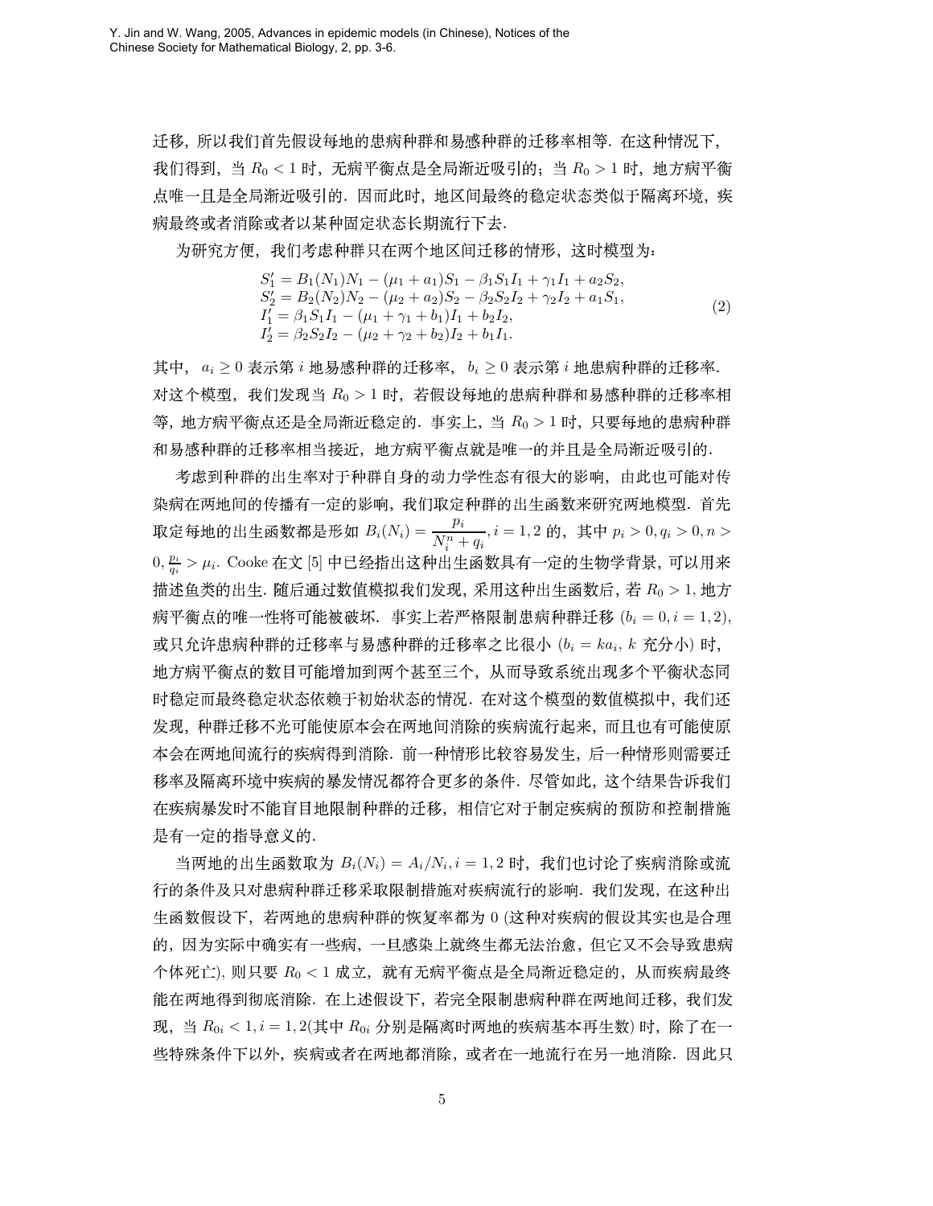迁移，所以我们首先假设每地的患病种群和易感种群的迁移率相等．在这种情况下，我们得到，当 $R_0 < 1$ 时，无病平衡点是全局渐近吸引的；当 $R_0 > 1$ 时，地方病平衡点唯一且是全局渐近吸引的．因而此时，地区间最终的稳定状态类似于隔离环境，疾病最终或者消除或者以某种固定状态长期流行下去．

为研究方便，我们考虑种群只在两个地区间迁移的情形，这时模型为：

$$
\begin{aligned}
S_1' &= B_1(N_1)N_1 - (\mu_1 + a_1)S_1 - \beta_1 S_1 I_1 + \gamma_1 I_1 + a_2 S_2, \\
S_2' &= B_2(N_2)N_2 - (\mu_2 + a_2)S_2 - \beta_2 S_2 I_2 + \gamma_2 I_2 + a_1 S_1, \\
I_1' &= \beta_1 S_1 I_1 - (\mu_1 + \gamma_1 + b_1)I_1 + b_2 I_2, \\
I_2' &= \beta_2 S_2 I_2 - (\mu_2 + \gamma_2 + b_2)I_2 + b_1 I_1.
\end{aligned}
\tag{2}
$$

其中，$a_i \geq 0$ 表示第 $i$ 地易感种群的迁移率，$b_i \geq 0$ 表示第 $i$ 地患病种群的迁移率．对这个模型，我们发现当 $R_0 > 1$ 时，若假设每地的患病种群和易感种群的迁移率相等，地方病平衡点还是全局渐近稳定的．事实上，当 $R_0 > 1$ 时，只要每地的患病种群和易感种群的迁移率相当接近，地方病平衡点就是唯一的并且是全局渐近吸引的．

考虑到种群的出生率对于种群自身的动力学性态有很大的影响，由此也可能对传染病在两地间的传播有一定的影响，我们取定种群的出生函数来研究两地模型．首先取定每地的出生函数都是形如 $B_i(N_i) = \dfrac{p_i}{N_i^n + q_i}, i = 1, 2$ 的，其中 $p_i > 0, q_i > 0, n > 0, \frac{p_i}{q_i} > \mu_i$. Cooke 在文 [5] 中已经指出这种出生函数具有一定的生物学背景，可以用来描述鱼类的出生．随后通过数值模拟我们发现，采用这种出生函数后，若 $R_0 > 1$, 地方病平衡点的唯一性将可能被破坏．事实上若严格限制患病种群迁移 $(b_i = 0, i = 1, 2)$，或只允许患病种群的迁移率与易感种群的迁移率之比很小 $(b_i = ka_i,\ k$ 充分小$)$ 时，地方病平衡点的数目可能增加到两个甚至三个，从而导致系统出现多个平衡状态同时稳定而最终稳定状态依赖于初始状态的情况．在对这个模型的数值模拟中，我们还发现，种群迁移不光可能使原本会在两地间消除的疾病流行起来，而且也有可能使原本会在两地间流行的疾病得到消除．前一种情形比较容易发生，后一种情形则需要迁移率及隔离环境中疾病的暴发情况都符合更多的条件．尽管如此，这个结果告诉我们在疾病暴发时不能盲目地限制种群的迁移，相信它对于制定疾病的预防和控制措施是有一定的指导意义的．

当两地的出生函数取为 $B_i(N_i) = A_i/N_i, i = 1, 2$ 时，我们也讨论了疾病消除或流行的条件及只对患病种群迁移采取限制措施对疾病流行的影响．我们发现，在这种出生函数假设下，若两地的患病种群的恢复率都为 0 (这种对疾病的假设其实也是合理的，因为实际中确实有一些病，一旦感染上就终生都无法治愈，但它又不会导致患病个体死亡), 则只要 $R_0 < 1$ 成立，就有无病平衡点是全局渐近稳定的，从而疾病最终能在两地得到彻底消除．在上述假设下，若完全限制患病种群在两地间迁移，我们发现，当 $R_{0i} < 1, i = 1, 2$(其中 $R_{0i}$ 分别是隔离时两地的疾病基本再生数) 时，除了在一些特殊条件下以外，疾病或者在两地都消除，或者在一地流行在另一地消除．因此只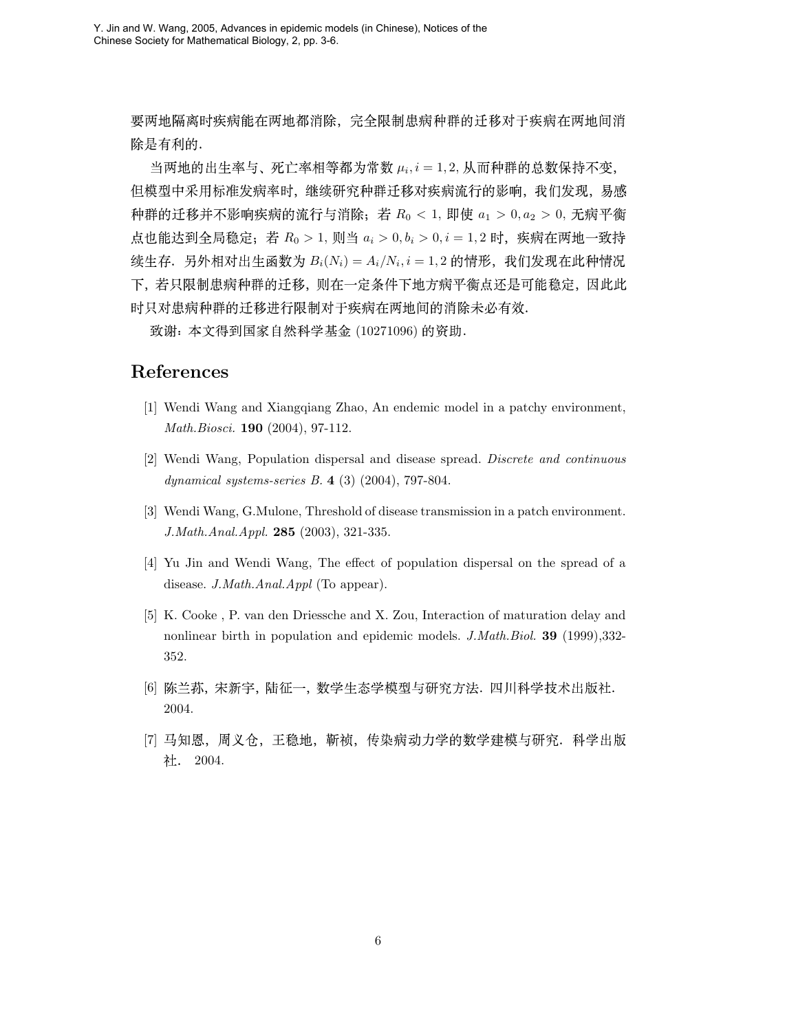要两地隔离时疾病能在两地都消除，完全限制患病种群的迁移对于疾病在两地间消除是有利的.

当两地的出生率与、死亡率相等都为常数 $\mu_i, i = 1, 2$, 从而种群的总数保持不变，但模型中采用标准发病率时，继续研究种群迁移对疾病流行的影响，我们发现，易感种群的迁移并不影响疾病的流行与消除；若 $R_0 < 1$, 即使 $a_1 > 0, a_2 > 0$, 无病平衡点也能达到全局稳定；若 $R_0 > 1$, 则当 $a_i > 0, b_i > 0, i = 1, 2$ 时，疾病在两地一致持续生存．另外相对出生函数为 $B_i(N_i) = A_i/N_i, i = 1, 2$ 的情形，我们发现在此种情况下，若只限制患病种群的迁移，则在一定条件下地方病平衡点还是可能稳定，因此此时只对患病种群的迁移进行限制对于疾病在两地间的消除未必有效.

致谢：本文得到国家自然科学基金 (10271096) 的资助.

# References

[1] Wendi Wang and Xiangqiang Zhao, An endemic model in a patchy environment, *Math.Biosci.* **190** (2004), 97-112.

[2] Wendi Wang, Population dispersal and disease spread. *Discrete and continuous dynamical systems-series B.* **4** (3) (2004), 797-804.

[3] Wendi Wang, G.Mulone, Threshold of disease transmission in a patch environment. *J.Math.Anal.Appl.* **285** (2003), 321-335.

[4] Yu Jin and Wendi Wang, The effect of population dispersal on the spread of a disease. *J.Math.Anal.Appl* (To appear).

[5] K. Cooke , P. van den Driessche and X. Zou, Interaction of maturation delay and nonlinear birth in population and epidemic models. *J.Math.Biol.* **39** (1999),332-352.

[6] 陈兰荪，宋新宇，陆征一，数学生态学模型与研究方法．四川科学技术出版社．2004.

[7] 马知恩，周义仓，王稳地，靳祯，传染病动力学的数学建模与研究．科学出版社． 2004.